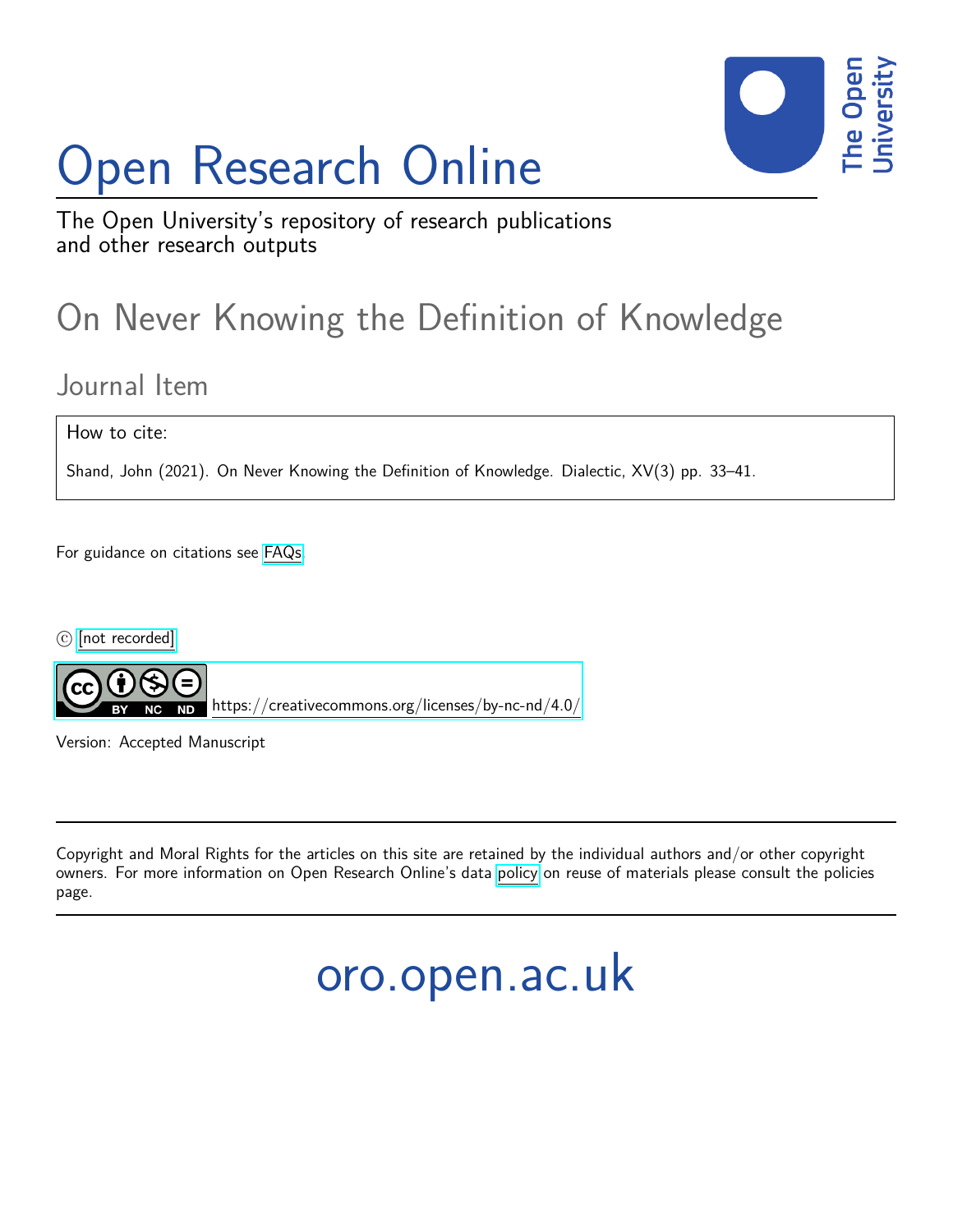# Open Research Online

The Open University's repository of research publications and other research outputs

## On Never Knowing the Definition of Knowledge

### Journal Item

How to cite:

Shand, John (2021). On Never Knowing the Definition of Knowledge. Dialectic, XV(3) pp. 33–41.

For guidance on citations see FAQs.

© [not recorded]

https://creativecommons.org/licenses/by-nc-nd/4.0/

Version: Accepted Manuscript

Copyright and Moral Rights for the articles on this site are retained by the individual authors and/or other copyright owners. For more information on Open Research Online's data policy on reuse of materials please consult the policies page.

oro.open.ac.uk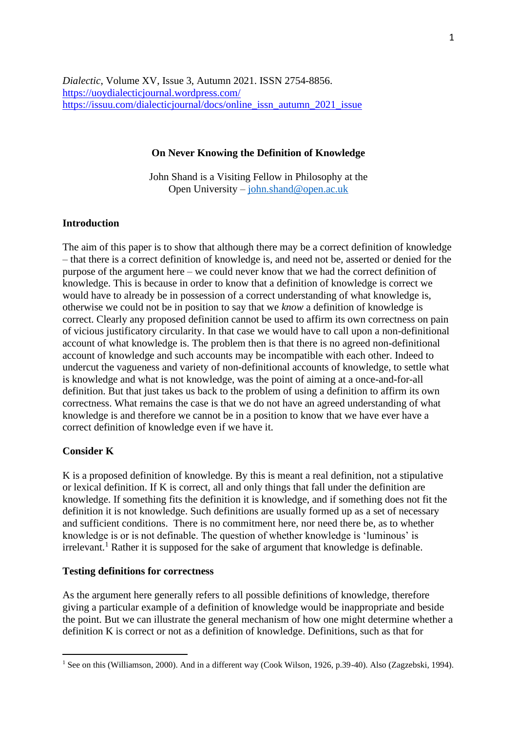*Dialectic*, Volume XV, Issue 3, Autumn 2021. ISSN 2754-8856.
https://uoydialecticjournal.wordpress.com/
https://issuu.com/dialecticjournal/docs/online_issn_autumn_2021_issue

## On Never Knowing the Definition of Knowledge

John Shand is a Visiting Fellow in Philosophy at the
Open University – john.shand@open.ac.uk

### Introduction

The aim of this paper is to show that although there may be a correct definition of knowledge – that there is a correct definition of knowledge is, and need not be, asserted or denied for the purpose of the argument here – we could never know that we had the correct definition of knowledge. This is because in order to know that a definition of knowledge is correct we would have to already be in possession of a correct understanding of what knowledge is, otherwise we could not be in position to say that we *know* a definition of knowledge is correct. Clearly any proposed definition cannot be used to affirm its own correctness on pain of vicious justificatory circularity. In that case we would have to call upon a non-definitional account of what knowledge is. The problem then is that there is no agreed non-definitional account of knowledge and such accounts may be incompatible with each other. Indeed to undercut the vagueness and variety of non-definitional accounts of knowledge, to settle what is knowledge and what is not knowledge, was the point of aiming at a once-and-for-all definition. But that just takes us back to the problem of using a definition to affirm its own correctness. What remains the case is that we do not have an agreed understanding of what knowledge is and therefore we cannot be in a position to know that we have ever have a correct definition of knowledge even if we have it.

### Consider K

K is a proposed definition of knowledge. By this is meant a real definition, not a stipulative or lexical definition. If K is correct, all and only things that fall under the definition are knowledge. If something fits the definition it is knowledge, and if something does not fit the definition it is not knowledge. Such definitions are usually formed up as a set of necessary and sufficient conditions. There is no commitment here, nor need there be, as to whether knowledge is or is not definable. The question of whether knowledge is 'luminous' is irrelevant.[1] Rather it is supposed for the sake of argument that knowledge is definable.

### Testing definitions for correctness

As the argument here generally refers to all possible definitions of knowledge, therefore giving a particular example of a definition of knowledge would be inappropriate and beside the point. But we can illustrate the general mechanism of how one might determine whether a definition K is correct or not as a definition of knowledge. Definitions, such as that for

[1] See on this (Williamson, 2000). And in a different way (Cook Wilson, 1926, p.39-40). Also (Zagzebski, 1994).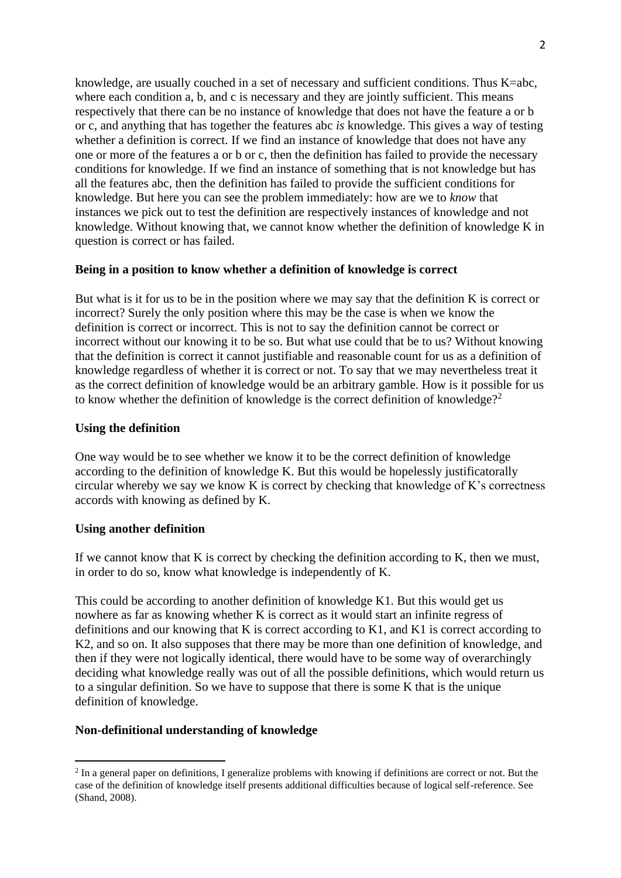knowledge, are usually couched in a set of necessary and sufficient conditions. Thus K=abc, where each condition a, b, and c is necessary and they are jointly sufficient. This means respectively that there can be no instance of knowledge that does not have the feature a or b or c, and anything that has together the features abc *is* knowledge. This gives a way of testing whether a definition is correct. If we find an instance of knowledge that does not have any one or more of the features a or b or c, then the definition has failed to provide the necessary conditions for knowledge. If we find an instance of something that is not knowledge but has all the features abc, then the definition has failed to provide the sufficient conditions for knowledge. But here you can see the problem immediately: how are we to *know* that instances we pick out to test the definition are respectively instances of knowledge and not knowledge. Without knowing that, we cannot know whether the definition of knowledge K in question is correct or has failed.

**Being in a position to know whether a definition of knowledge is correct**

But what is it for us to be in the position where we may say that the definition K is correct or incorrect? Surely the only position where this may be the case is when we know the definition is correct or incorrect. This is not to say the definition cannot be correct or incorrect without our knowing it to be so. But what use could that be to us? Without knowing that the definition is correct it cannot justifiable and reasonable count for us as a definition of knowledge regardless of whether it is correct or not. To say that we may nevertheless treat it as the correct definition of knowledge would be an arbitrary gamble. How is it possible for us to know whether the definition of knowledge is the correct definition of knowledge?[2]

**Using the definition**

One way would be to see whether we know it to be the correct definition of knowledge according to the definition of knowledge K. But this would be hopelessly justificatorally circular whereby we say we know K is correct by checking that knowledge of K's correctness accords with knowing as defined by K.

**Using another definition**

If we cannot know that K is correct by checking the definition according to K, then we must, in order to do so, know what knowledge is independently of K.

This could be according to another definition of knowledge K1. But this would get us nowhere as far as knowing whether K is correct as it would start an infinite regress of definitions and our knowing that K is correct according to K1, and K1 is correct according to K2, and so on. It also supposes that there may be more than one definition of knowledge, and then if they were not logically identical, there would have to be some way of overarchingly deciding what knowledge really was out of all the possible definitions, which would return us to a singular definition. So we have to suppose that there is some K that is the unique definition of knowledge.

**Non-definitional understanding of knowledge**

[2] In a general paper on definitions, I generalize problems with knowing if definitions are correct or not. But the case of the definition of knowledge itself presents additional difficulties because of logical self-reference. See (Shand, 2008).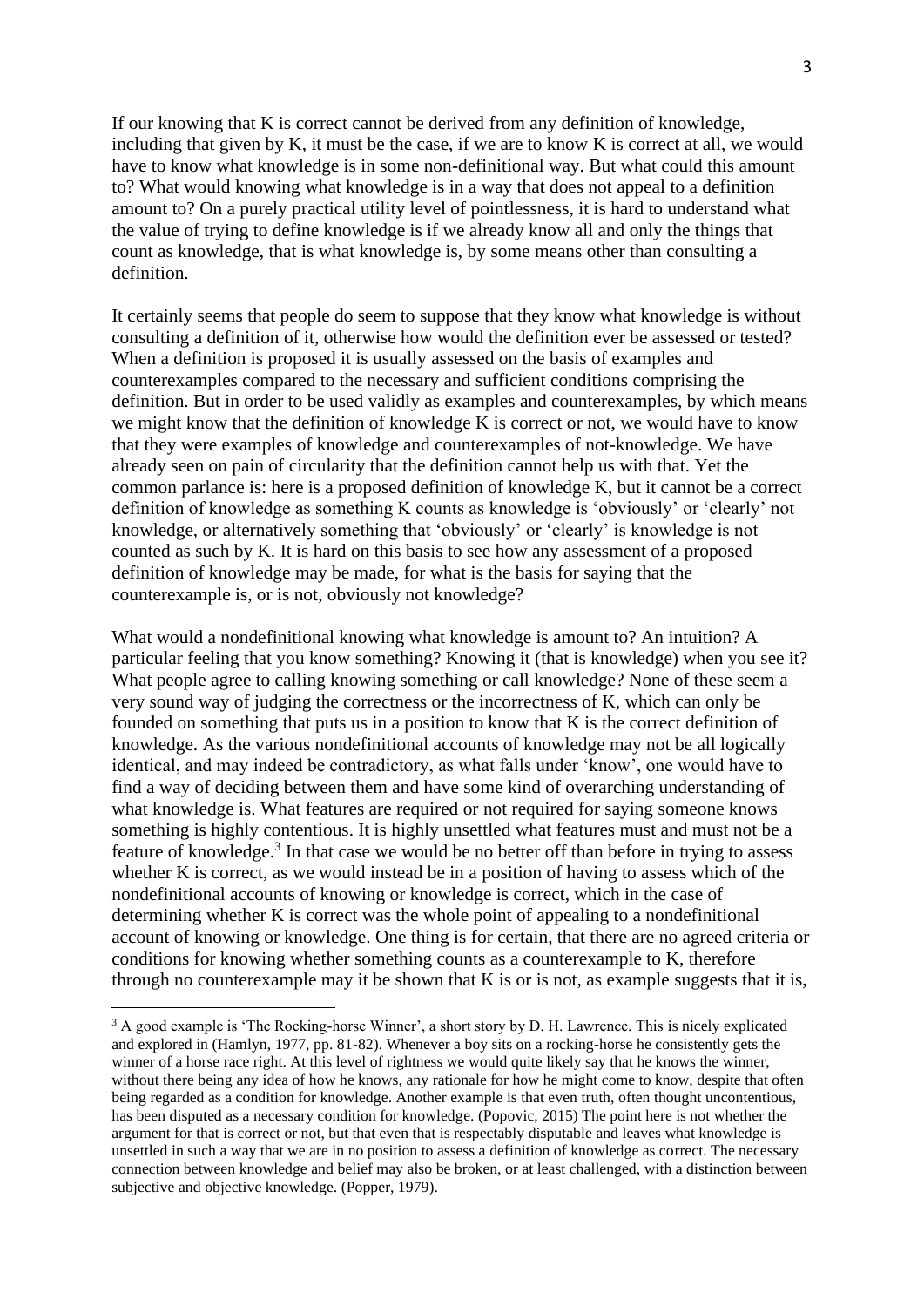If our knowing that K is correct cannot be derived from any definition of knowledge, including that given by K, it must be the case, if we are to know K is correct at all, we would have to know what knowledge is in some non-definitional way. But what could this amount to? What would knowing what knowledge is in a way that does not appeal to a definition amount to? On a purely practical utility level of pointlessness, it is hard to understand what the value of trying to define knowledge is if we already know all and only the things that count as knowledge, that is what knowledge is, by some means other than consulting a definition.

It certainly seems that people do seem to suppose that they know what knowledge is without consulting a definition of it, otherwise how would the definition ever be assessed or tested? When a definition is proposed it is usually assessed on the basis of examples and counterexamples compared to the necessary and sufficient conditions comprising the definition. But in order to be used validly as examples and counterexamples, by which means we might know that the definition of knowledge K is correct or not, we would have to know that they were examples of knowledge and counterexamples of not-knowledge. We have already seen on pain of circularity that the definition cannot help us with that. Yet the common parlance is: here is a proposed definition of knowledge K, but it cannot be a correct definition of knowledge as something K counts as knowledge is 'obviously' or 'clearly' not knowledge, or alternatively something that 'obviously' or 'clearly' is knowledge is not counted as such by K. It is hard on this basis to see how any assessment of a proposed definition of knowledge may be made, for what is the basis for saying that the counterexample is, or is not, obviously not knowledge?

What would a nondefinitional knowing what knowledge is amount to? An intuition? A particular feeling that you know something? Knowing it (that is knowledge) when you see it? What people agree to calling knowing something or call knowledge? None of these seem a very sound way of judging the correctness or the incorrectness of K, which can only be founded on something that puts us in a position to know that K is the correct definition of knowledge. As the various nondefinitional accounts of knowledge may not be all logically identical, and may indeed be contradictory, as what falls under 'know', one would have to find a way of deciding between them and have some kind of overarching understanding of what knowledge is. What features are required or not required for saying someone knows something is highly contentious. It is highly unsettled what features must and must not be a feature of knowledge.[3] In that case we would be no better off than before in trying to assess whether K is correct, as we would instead be in a position of having to assess which of the nondefinitional accounts of knowing or knowledge is correct, which in the case of determining whether K is correct was the whole point of appealing to a nondefinitional account of knowing or knowledge. One thing is for certain, that there are no agreed criteria or conditions for knowing whether something counts as a counterexample to K, therefore through no counterexample may it be shown that K is or is not, as example suggests that it is,

[3] A good example is 'The Rocking-horse Winner', a short story by D. H. Lawrence. This is nicely explicated and explored in (Hamlyn, 1977, pp. 81-82). Whenever a boy sits on a rocking-horse he consistently gets the winner of a horse race right. At this level of rightness we would quite likely say that he knows the winner, without there being any idea of how he knows, any rationale for how he might come to know, despite that often being regarded as a condition for knowledge. Another example is that even truth, often thought uncontentious, has been disputed as a necessary condition for knowledge. (Popovic, 2015) The point here is not whether the argument for that is correct or not, but that even that is respectably disputable and leaves what knowledge is unsettled in such a way that we are in no position to assess a definition of knowledge as correct. The necessary connection between knowledge and belief may also be broken, or at least challenged, with a distinction between subjective and objective knowledge. (Popper, 1979).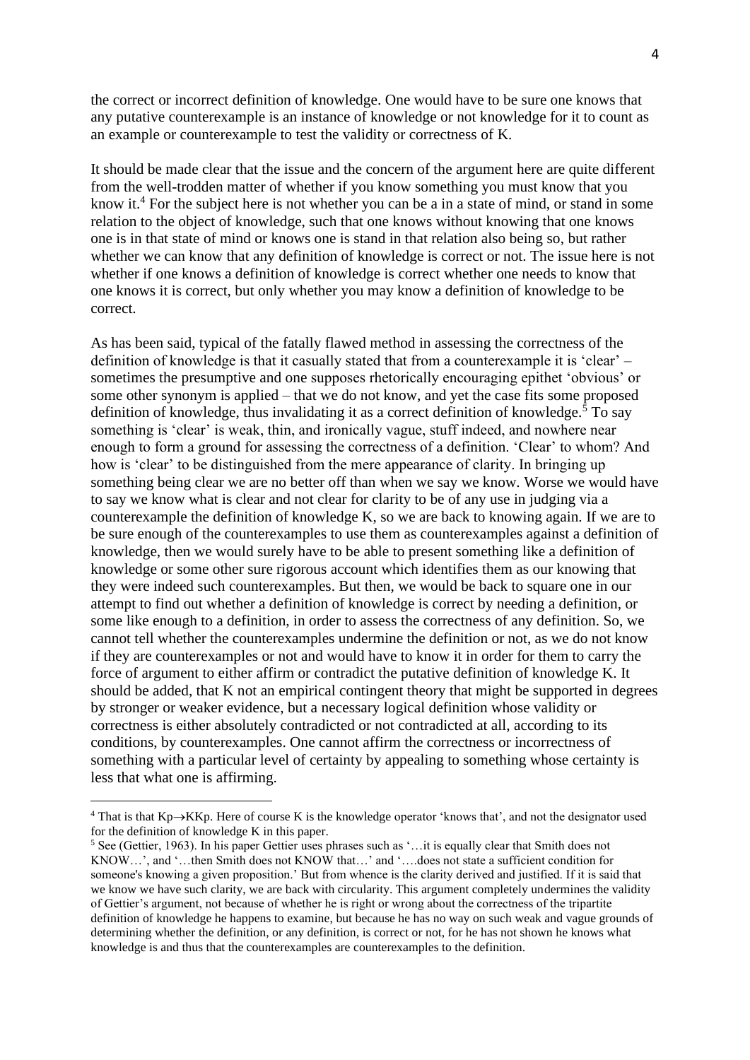the correct or incorrect definition of knowledge. One would have to be sure one knows that any putative counterexample is an instance of knowledge or not knowledge for it to count as an example or counterexample to test the validity or correctness of K.

It should be made clear that the issue and the concern of the argument here are quite different from the well-trodden matter of whether if you know something you must know that you know it.[4] For the subject here is not whether you can be a in a state of mind, or stand in some relation to the object of knowledge, such that one knows without knowing that one knows one is in that state of mind or knows one is stand in that relation also being so, but rather whether we can know that any definition of knowledge is correct or not. The issue here is not whether if one knows a definition of knowledge is correct whether one needs to know that one knows it is correct, but only whether you may know a definition of knowledge to be correct.

As has been said, typical of the fatally flawed method in assessing the correctness of the definition of knowledge is that it casually stated that from a counterexample it is 'clear' – sometimes the presumptive and one supposes rhetorically encouraging epithet 'obvious' or some other synonym is applied – that we do not know, and yet the case fits some proposed definition of knowledge, thus invalidating it as a correct definition of knowledge.[5] To say something is 'clear' is weak, thin, and ironically vague, stuff indeed, and nowhere near enough to form a ground for assessing the correctness of a definition. 'Clear' to whom? And how is 'clear' to be distinguished from the mere appearance of clarity. In bringing up something being clear we are no better off than when we say we know. Worse we would have to say we know what is clear and not clear for clarity to be of any use in judging via a counterexample the definition of knowledge K, so we are back to knowing again. If we are to be sure enough of the counterexamples to use them as counterexamples against a definition of knowledge, then we would surely have to be able to present something like a definition of knowledge or some other sure rigorous account which identifies them as our knowing that they were indeed such counterexamples. But then, we would be back to square one in our attempt to find out whether a definition of knowledge is correct by needing a definition, or some like enough to a definition, in order to assess the correctness of any definition. So, we cannot tell whether the counterexamples undermine the definition or not, as we do not know if they are counterexamples or not and would have to know it in order for them to carry the force of argument to either affirm or contradict the putative definition of knowledge K. It should be added, that K not an empirical contingent theory that might be supported in degrees by stronger or weaker evidence, but a necessary logical definition whose validity or correctness is either absolutely contradicted or not contradicted at all, according to its conditions, by counterexamples. One cannot affirm the correctness or incorrectness of something with a particular level of certainty by appealing to something whose certainty is less that what one is affirming.

---

[4] That is that $Kp \rightarrow KKp$. Here of course K is the knowledge operator 'knows that', and not the designator used for the definition of knowledge K in this paper.

[5] See (Gettier, 1963). In his paper Gettier uses phrases such as '…it is equally clear that Smith does not KNOW…', and '…then Smith does not KNOW that…' and '….does not state a sufficient condition for someone's knowing a given proposition.' But from whence is the clarity derived and justified. If it is said that we know we have such clarity, we are back with circularity. This argument completely undermines the validity of Gettier's argument, not because of whether he is right or wrong about the correctness of the tripartite definition of knowledge he happens to examine, but because he has no way on such weak and vague grounds of determining whether the definition, or any definition, is correct or not, for he has not shown he knows what knowledge is and thus that the counterexamples are counterexamples to the definition.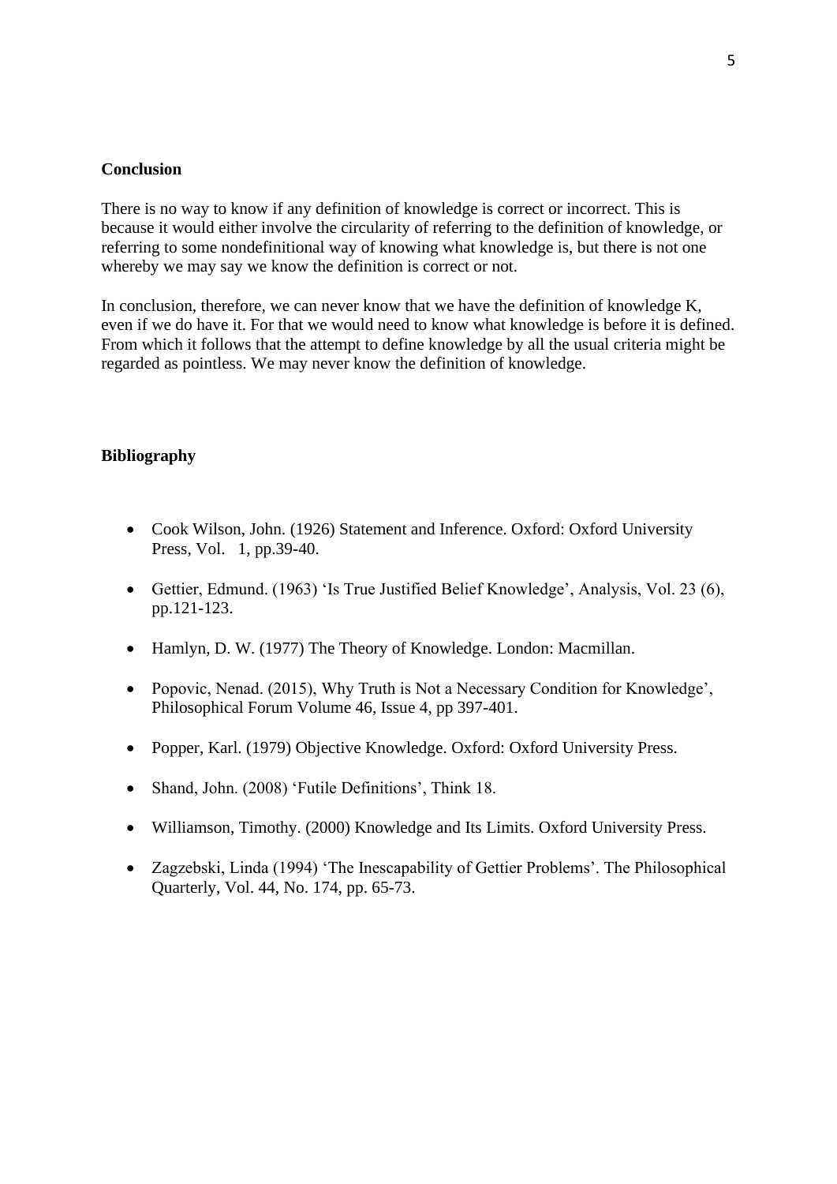## Conclusion

There is no way to know if any definition of knowledge is correct or incorrect. This is because it would either involve the circularity of referring to the definition of knowledge, or referring to some nondefinitional way of knowing what knowledge is, but there is not one whereby we may say we know the definition is correct or not.

In conclusion, therefore, we can never know that we have the definition of knowledge K, even if we do have it. For that we would need to know what knowledge is before it is defined. From which it follows that the attempt to define knowledge by all the usual criteria might be regarded as pointless. We may never know the definition of knowledge.

## Bibliography

- Cook Wilson, John. (1926) Statement and Inference. Oxford: Oxford University Press, Vol. 1, pp.39-40.
- Gettier, Edmund. (1963) 'Is True Justified Belief Knowledge', Analysis, Vol. 23 (6), pp.121-123.
- Hamlyn, D. W. (1977) The Theory of Knowledge. London: Macmillan.
- Popovic, Nenad. (2015), Why Truth is Not a Necessary Condition for Knowledge', Philosophical Forum Volume 46, Issue 4, pp 397-401.
- Popper, Karl. (1979) Objective Knowledge. Oxford: Oxford University Press.
- Shand, John. (2008) 'Futile Definitions', Think 18.
- Williamson, Timothy. (2000) Knowledge and Its Limits. Oxford University Press.
- Zagzebski, Linda (1994) 'The Inescapability of Gettier Problems'. The Philosophical Quarterly, Vol. 44, No. 174, pp. 65-73.